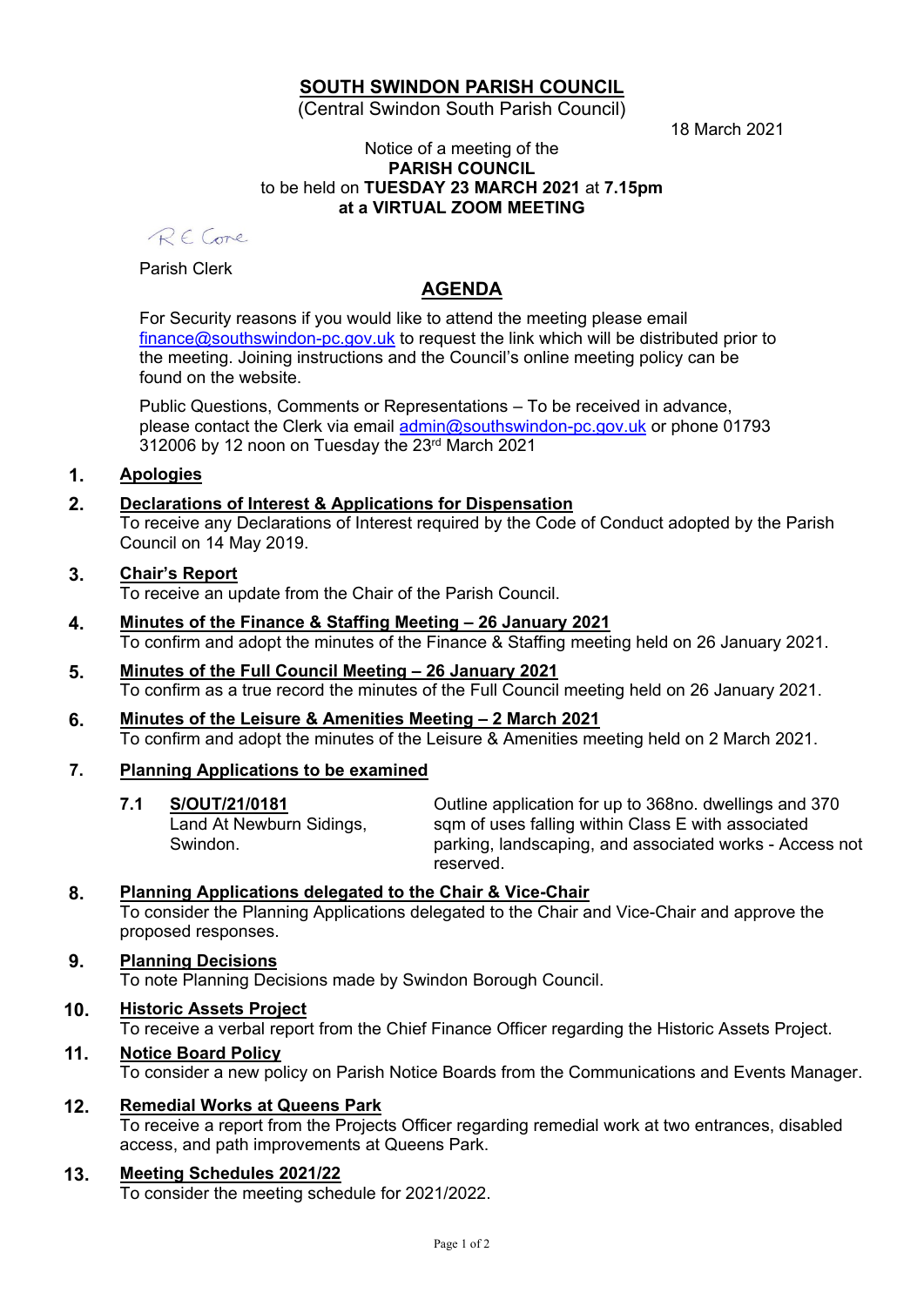# SOUTH SWINDON PARISH COUNCIL

(Central Swindon South Parish Council)

18 March 2021

Notice of a meeting of the
**PARISH COUNCIL**
to be held on **TUESDAY 23 MARCH 2021** at **7.15pm**
**at a VIRTUAL ZOOM MEETING**

R E Cone

Parish Clerk

## AGENDA

For Security reasons if you would like to attend the meeting please email finance@southswindon-pc.gov.uk to request the link which will be distributed prior to the meeting. Joining instructions and the Council's online meeting policy can be found on the website.

Public Questions, Comments or Representations – To be received in advance, please contact the Clerk via email admin@southswindon-pc.gov.uk or phone 01793 312006 by 12 noon on Tuesday the 23rd March 2021

**1. Apologies**

**2. Declarations of Interest & Applications for Dispensation**
To receive any Declarations of Interest required by the Code of Conduct adopted by the Parish Council on 14 May 2019.

**3. Chair's Report**
To receive an update from the Chair of the Parish Council.

**4. Minutes of the Finance & Staffing Meeting – 26 January 2021**
To confirm and adopt the minutes of the Finance & Staffing meeting held on 26 January 2021.

**5. Minutes of the Full Council Meeting – 26 January 2021**
To confirm as a true record the minutes of the Full Council meeting held on 26 January 2021.

**6. Minutes of the Leisure & Amenities Meeting – 2 March 2021**
To confirm and adopt the minutes of the Leisure & Amenities meeting held on 2 March 2021.

**7. Planning Applications to be examined**

**7.1 S/OUT/21/0181**
Land At Newburn Sidings, Swindon.
Outline application for up to 368no. dwellings and 370 sqm of uses falling within Class E with associated parking, landscaping, and associated works - Access not reserved.

**8. Planning Applications delegated to the Chair & Vice-Chair**
To consider the Planning Applications delegated to the Chair and Vice-Chair and approve the proposed responses.

**9. Planning Decisions**
To note Planning Decisions made by Swindon Borough Council.

**10. Historic Assets Project**
To receive a verbal report from the Chief Finance Officer regarding the Historic Assets Project.

**11. Notice Board Policy**
To consider a new policy on Parish Notice Boards from the Communications and Events Manager.

**12. Remedial Works at Queens Park**
To receive a report from the Projects Officer regarding remedial work at two entrances, disabled access, and path improvements at Queens Park.

**13. Meeting Schedules 2021/22**
To consider the meeting schedule for 2021/2022.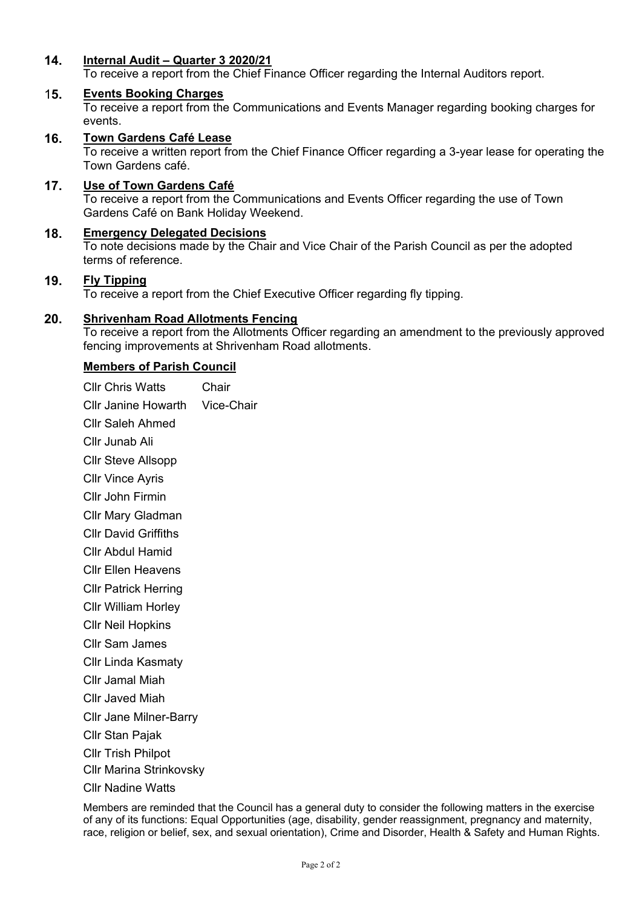**14. Internal Audit – Quarter 3 2020/21**

To receive a report from the Chief Finance Officer regarding the Internal Auditors report.

**15. Events Booking Charges**

To receive a report from the Communications and Events Manager regarding booking charges for events.

**16. Town Gardens Café Lease**

To receive a written report from the Chief Finance Officer regarding a 3-year lease for operating the Town Gardens café.

**17. Use of Town Gardens Café**

To receive a report from the Communications and Events Officer regarding the use of Town Gardens Café on Bank Holiday Weekend.

**18. Emergency Delegated Decisions**

To note decisions made by the Chair and Vice Chair of the Parish Council as per the adopted terms of reference.

**19. Fly Tipping**

To receive a report from the Chief Executive Officer regarding fly tipping.

**20. Shrivenham Road Allotments Fencing**

To receive a report from the Allotments Officer regarding an amendment to the previously approved fencing improvements at Shrivenham Road allotments.

**Members of Parish Council**

| | |
|---|---|
| Cllr Chris Watts | Chair |
| Cllr Janine Howarth | Vice-Chair |
| Cllr Saleh Ahmed | |
| Cllr Junab Ali | |
| Cllr Steve Allsopp | |
| Cllr Vince Ayris | |
| Cllr John Firmin | |
| Cllr Mary Gladman | |
| Cllr David Griffiths | |
| Cllr Abdul Hamid | |
| Cllr Ellen Heavens | |
| Cllr Patrick Herring | |
| Cllr William Horley | |
| Cllr Neil Hopkins | |
| Cllr Sam James | |
| Cllr Linda Kasmaty | |
| Cllr Jamal Miah | |
| Cllr Javed Miah | |
| Cllr Jane Milner-Barry | |
| Cllr Stan Pajak | |
| Cllr Trish Philpot | |
| Cllr Marina Strinkovsky | |
| Cllr Nadine Watts | |

Members are reminded that the Council has a general duty to consider the following matters in the exercise of any of its functions: Equal Opportunities (age, disability, gender reassignment, pregnancy and maternity, race, religion or belief, sex, and sexual orientation), Crime and Disorder, Health & Safety and Human Rights.